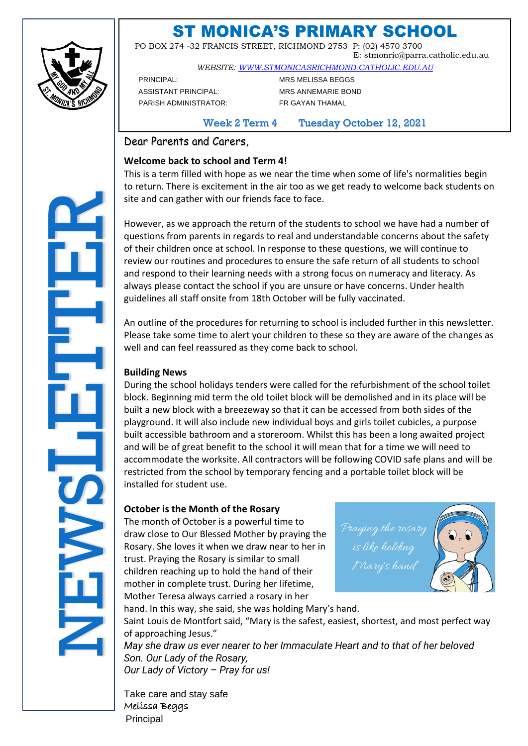# ST MONICA'S PRIMARY SCHOOL

PO BOX 274 -32 FRANCIS STREET, RICHMOND 2753 P: (02) 4570 3700
E: stmonric@parra.catholic.edu.au

*WEBSITE: WWW.STMONICASRICHMOND.CATHOLIC.EDU.AU*

PRINCIPAL: MRS MELISSA BEGGS
ASSISTANT PRINCIPAL: MRS ANNEMARIE BOND
PARISH ADMINISTRATOR: FR GAYAN THAMAL

Week 2 Term 4 Tuesday October 12, 2021

NEWSLETTER

Dear Parents and Carers,

**Welcome back to school and Term 4!**

This is a term filled with hope as we near the time when some of life's normalities begin to return. There is excitement in the air too as we get ready to welcome back students on site and can gather with our friends face to face.

However, as we approach the return of the students to school we have had a number of questions from parents in regards to real and understandable concerns about the safety of their children once at school. In response to these questions, we will continue to review our routines and procedures to ensure the safe return of all students to school and respond to their learning needs with a strong focus on numeracy and literacy. As always please contact the school if you are unsure or have concerns. Under health guidelines all staff onsite from 18th October will be fully vaccinated.

An outline of the procedures for returning to school is included further in this newsletter. Please take some time to alert your children to these so they are aware of the changes as well and can feel reassured as they come back to school.

**Building News**

During the school holidays tenders were called for the refurbishment of the school toilet block. Beginning mid term the old toilet block will be demolished and in its place will be built a new block with a breezeway so that it can be accessed from both sides of the playground. It will also include new individual boys and girls toilet cubicles, a purpose built accessible bathroom and a storeroom. Whilst this has been a long awaited project and will be of great benefit to the school it will mean that for a time we will need to accommodate the worksite. All contractors will be following COVID safe plans and will be restricted from the school by temporary fencing and a portable toilet block will be installed for student use.

**October is the Month of the Rosary**

The month of October is a powerful time to draw close to Our Blessed Mother by praying the Rosary. She loves it when we draw near to her in trust. Praying the Rosary is similar to small children reaching up to hold the hand of their mother in complete trust. During her lifetime, Mother Teresa always carried a rosary in her hand. In this way, she said, she was holding Mary's hand.

*Praying the rosary is like holding Mary's hand*

Saint Louis de Montfort said, "Mary is the safest, easiest, shortest, and most perfect way of approaching Jesus."

*May she draw us ever nearer to her Immaculate Heart and to that of her beloved Son. Our Lady of the Rosary,*
*Our Lady of Victory – Pray for us!*

Take care and stay safe
Melissa Beggs
Principal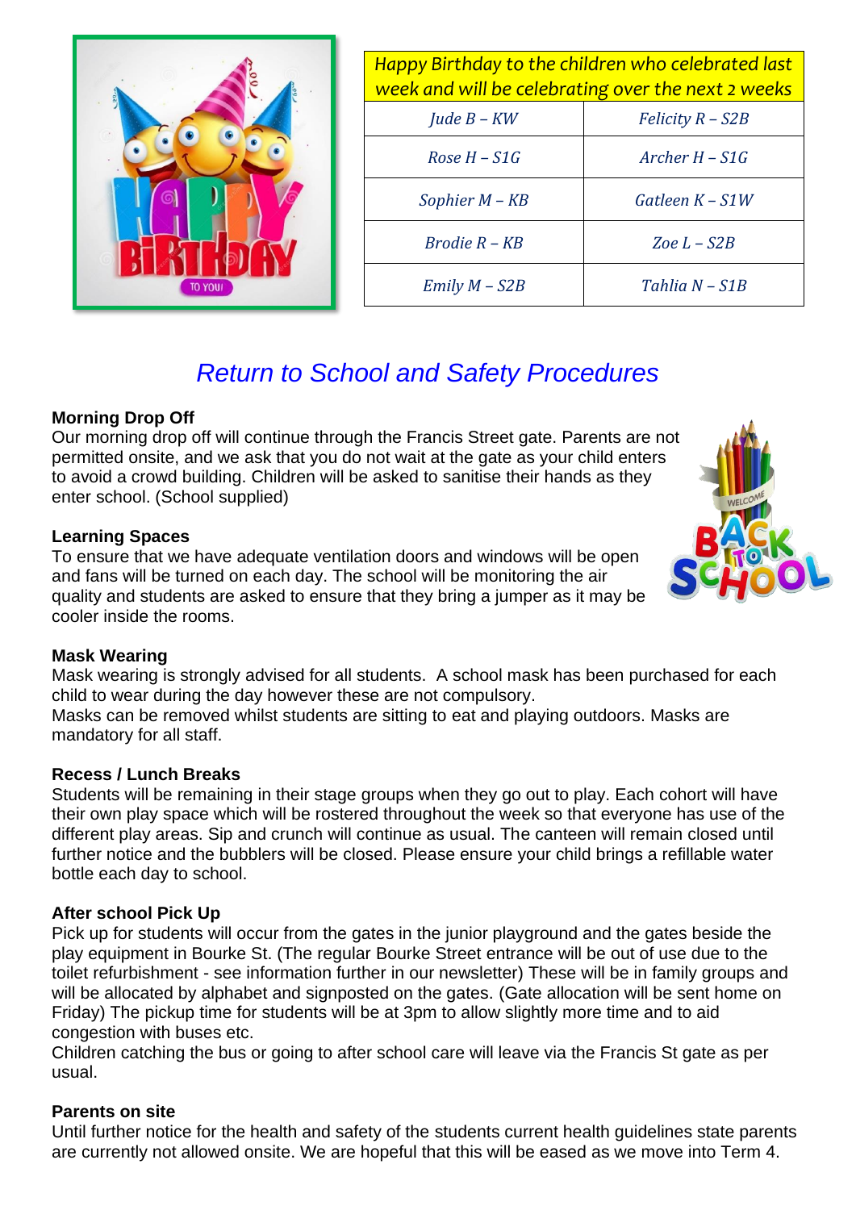| *Happy Birthday to the children who celebrated last week and will be celebrating over the next 2 weeks* | |
|---|---|
| *Jude B – KW* | *Felicity R – S2B* |
| *Rose H – S1G* | *Archer H – S1G* |
| *Sophier M – KB* | *Gatleen K – S1W* |
| *Brodie R – KB* | *Zoe L – S2B* |
| *Emily M – S2B* | *Tahlia N – S1B* |

# *Return to School and Safety Procedures*

**Morning Drop Off**
Our morning drop off will continue through the Francis Street gate. Parents are not permitted onsite, and we ask that you do not wait at the gate as your child enters to avoid a crowd building. Children will be asked to sanitise their hands as they enter school. (School supplied)

**Learning Spaces**
To ensure that we have adequate ventilation doors and windows will be open and fans will be turned on each day. The school will be monitoring the air quality and students are asked to ensure that they bring a jumper as it may be cooler inside the rooms.

**Mask Wearing**
Mask wearing is strongly advised for all students. A school mask has been purchased for each child to wear during the day however these are not compulsory.
Masks can be removed whilst students are sitting to eat and playing outdoors. Masks are mandatory for all staff.

**Recess / Lunch Breaks**
Students will be remaining in their stage groups when they go out to play. Each cohort will have their own play space which will be rostered throughout the week so that everyone has use of the different play areas. Sip and crunch will continue as usual. The canteen will remain closed until further notice and the bubblers will be closed. Please ensure your child brings a refillable water bottle each day to school.

**After school Pick Up**
Pick up for students will occur from the gates in the junior playground and the gates beside the play equipment in Bourke St. (The regular Bourke Street entrance will be out of use due to the toilet refurbishment - see information further in our newsletter) These will be in family groups and will be allocated by alphabet and signposted on the gates. (Gate allocation will be sent home on Friday) The pickup time for students will be at 3pm to allow slightly more time and to aid congestion with buses etc.
Children catching the bus or going to after school care will leave via the Francis St gate as per usual.

**Parents on site**
Until further notice for the health and safety of the students current health guidelines state parents are currently not allowed onsite. We are hopeful that this will be eased as we move into Term 4.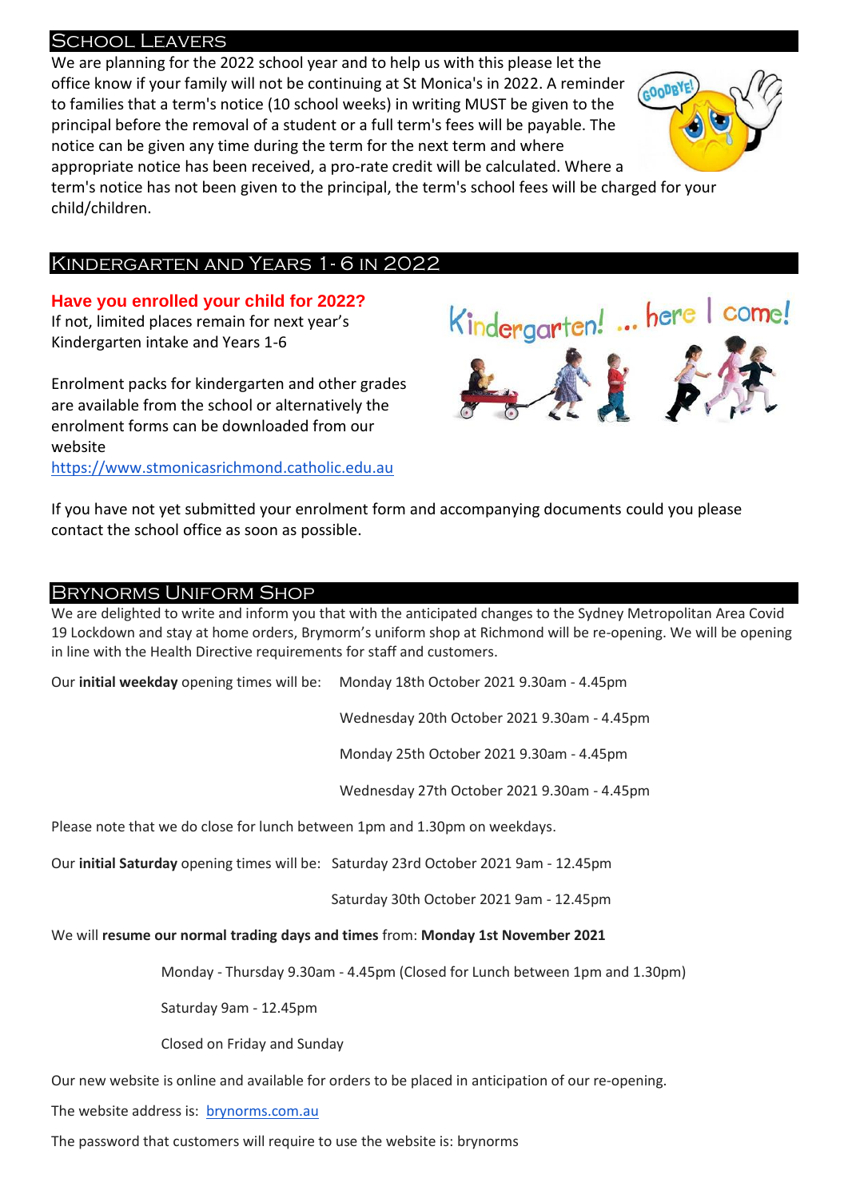## School Leavers

We are planning for the 2022 school year and to help us with this please let the office know if your family will not be continuing at St Monica's in 2022. A reminder to families that a term's notice (10 school weeks) in writing MUST be given to the principal before the removal of a student or a full term's fees will be payable. The notice can be given any time during the term for the next term and where appropriate notice has been received, a pro-rate credit will be calculated. Where a term's notice has not been given to the principal, the term's school fees will be charged for your child/children.

## Kindergarten and Years 1- 6 in 2022

**Have you enrolled your child for 2022?**

If not, limited places remain for next year's Kindergarten intake and Years 1-6

Enrolment packs for kindergarten and other grades are available from the school or alternatively the enrolment forms can be downloaded from our website https://www.stmonicasrichmond.catholic.edu.au

If you have not yet submitted your enrolment form and accompanying documents could you please contact the school office as soon as possible.

## Brynorms Uniform Shop

We are delighted to write and inform you that with the anticipated changes to the Sydney Metropolitan Area Covid 19 Lockdown and stay at home orders, Brymorm's uniform shop at Richmond will be re-opening. We will be opening in line with the Health Directive requirements for staff and customers.

Our **initial weekday** opening times will be:

- Monday 18th October 2021 9.30am - 4.45pm
- Wednesday 20th October 2021 9.30am - 4.45pm
- Monday 25th October 2021 9.30am - 4.45pm
- Wednesday 27th October 2021 9.30am - 4.45pm

Please note that we do close for lunch between 1pm and 1.30pm on weekdays.

Our **initial Saturday** opening times will be:

- Saturday 23rd October 2021 9am - 12.45pm
- Saturday 30th October 2021 9am - 12.45pm

We will **resume our normal trading days and times** from: **Monday 1st November 2021**

- Monday - Thursday 9.30am - 4.45pm (Closed for Lunch between 1pm and 1.30pm)
- Saturday 9am - 12.45pm
- Closed on Friday and Sunday

Our new website is online and available for orders to be placed in anticipation of our re-opening.

The website address is: brynorms.com.au

The password that customers will require to use the website is: brynorms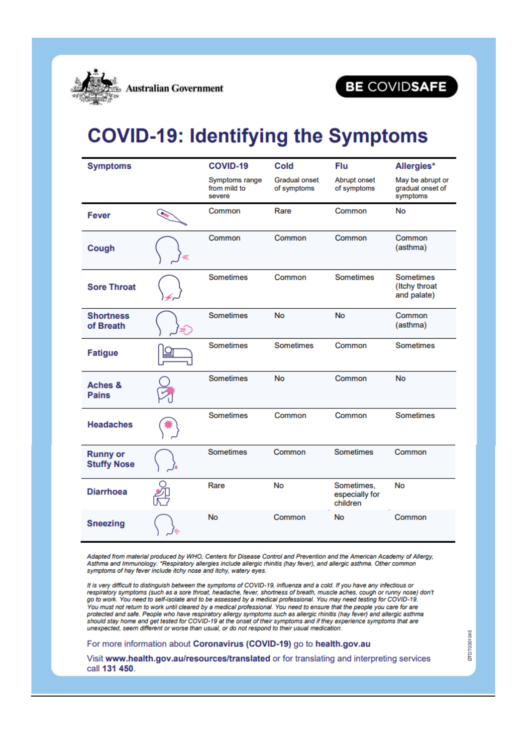Australian Government

BE COVIDSAFE

# COVID-19: Identifying the Symptoms

| Symptoms | COVID-19<br>Symptoms range from mild to severe | Cold<br>Gradual onset of symptoms | Flu<br>Abrupt onset of symptoms | Allergies*<br>May be abrupt or gradual onset of symptoms |
|---|---|---|---|---|
| Fever | Common | Rare | Common | No |
| Cough | Common | Common | Common | Common (asthma) |
| Sore Throat | Sometimes | Common | Sometimes | Sometimes (Itchy throat and palate) |
| Shortness of Breath | Sometimes | No | No | Common (asthma) |
| Fatigue | Sometimes | Sometimes | Common | Sometimes |
| Aches & Pains | Sometimes | No | Common | No |
| Headaches | Sometimes | Common | Common | Sometimes |
| Runny or Stuffy Nose | Sometimes | Common | Sometimes | Common |
| Diarrhoea | Rare | No | Sometimes, especially for children | No |
| Sneezing | No | Common | No | Common |

*Adapted from material produced by WHO, Centers for Disease Control and Prevention and the American Academy of Allergy, Asthma and Immunology. *Respiratory allergies include allergic rhinitis (hay fever), and allergic asthma. Other common symptoms of hay fever include itchy nose and itchy, watery eyes.*

*It is very difficult to distinguish between the symptoms of COVID-19, influenza and a cold. If you have any infectious or respiratory symptoms (such as a sore throat, headache, fever, shortness of breath, muscle aches, cough or runny nose) don't go to work. You need to self-isolate and to be assessed by a medical professional. You may need testing for COVID-19. You must not return to work until cleared by a medical professional. You need to ensure that the people you care for are protected and safe. People who have respiratory allergy symptoms such as allergic rhinitis (hay fever) and allergic asthma should stay home and get tested for COVID-19 at the onset of their symptoms and if they experience symptoms that are unexpected, seem different or worse than usual, or do not respond to their usual medication.*

For more information about **Coronavirus (COVID-19)** go to **health.gov.au**

Visit **www.health.gov.au/resources/translated** or for translating and interpreting services call **131 450**.

DTDT0001045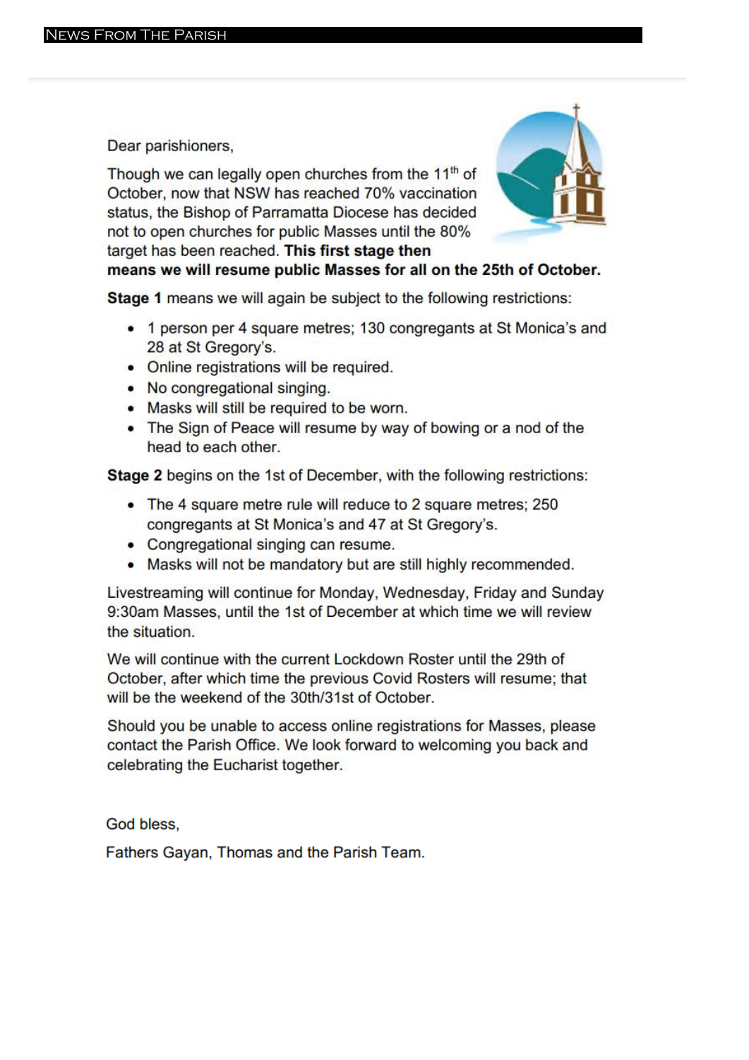# NEWS FROM THE PARISH

Dear parishioners,

Though we can legally open churches from the 11th of October, now that NSW has reached 70% vaccination status, the Bishop of Parramatta Diocese has decided not to open churches for public Masses until the 80% target has been reached. **This first stage then means we will resume public Masses for all on the 25th of October.**

**Stage 1** means we will again be subject to the following restrictions:

- 1 person per 4 square metres; 130 congregants at St Monica's and 28 at St Gregory's.
- Online registrations will be required.
- No congregational singing.
- Masks will still be required to be worn.
- The Sign of Peace will resume by way of bowing or a nod of the head to each other.

**Stage 2** begins on the 1st of December, with the following restrictions:

- The 4 square metre rule will reduce to 2 square metres; 250 congregants at St Monica's and 47 at St Gregory's.
- Congregational singing can resume.
- Masks will not be mandatory but are still highly recommended.

Livestreaming will continue for Monday, Wednesday, Friday and Sunday 9:30am Masses, until the 1st of December at which time we will review the situation.

We will continue with the current Lockdown Roster until the 29th of October, after which time the previous Covid Rosters will resume; that will be the weekend of the 30th/31st of October.

Should you be unable to access online registrations for Masses, please contact the Parish Office. We look forward to welcoming you back and celebrating the Eucharist together.

God bless,

Fathers Gayan, Thomas and the Parish Team.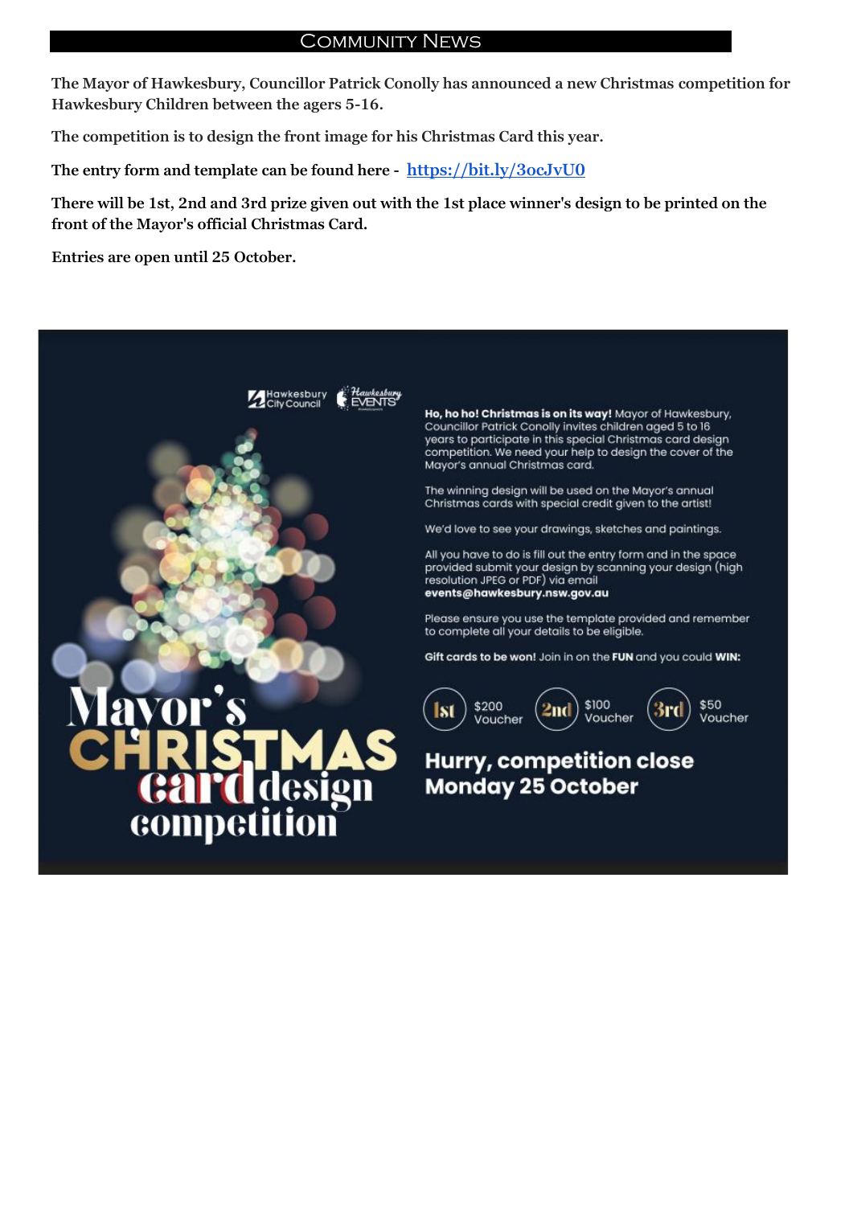## Community News

**The Mayor of Hawkesbury, Councillor Patrick Conolly has announced a new Christmas competition for Hawkesbury Children between the agers 5-16.**

**The competition is to design the front image for his Christmas Card this year.**

**The entry form and template can be found here - [https://bit.ly/3ocJvU0](https://bit.ly/3ocJvU0)**

**There will be 1st, 2nd and 3rd prize given out with the 1st place winner's design to be printed on the front of the Mayor's official Christmas Card.**

**Entries are open until 25 October.**

Hawkesbury City Council | Hawkesbury EVENTS

# Mayor's CHRISTMAS card design competition

**Ho, ho ho! Christmas is on its way!** Mayor of Hawkesbury, Councillor Patrick Conolly invites children aged 5 to 16 years to participate in this special Christmas card design competition. We need your help to design the cover of the Mayor's annual Christmas card.

The winning design will be used on the Mayor's annual Christmas cards with special credit given to the artist!

We'd love to see your drawings, sketches and paintings.

All you have to do is fill out the entry form and in the space provided submit your design by scanning your design (high resolution JPEG or PDF) via email **events@hawkesbury.nsw.gov.au**

Please ensure you use the template provided and remember to complete all your details to be eligible.

**Gift cards to be won!** Join in on the **FUN** and you could **WIN:**

- 1st – $200 Voucher
- 2nd – $100 Voucher
- 3rd – $50 Voucher

**Hurry, competition close Monday 25 October**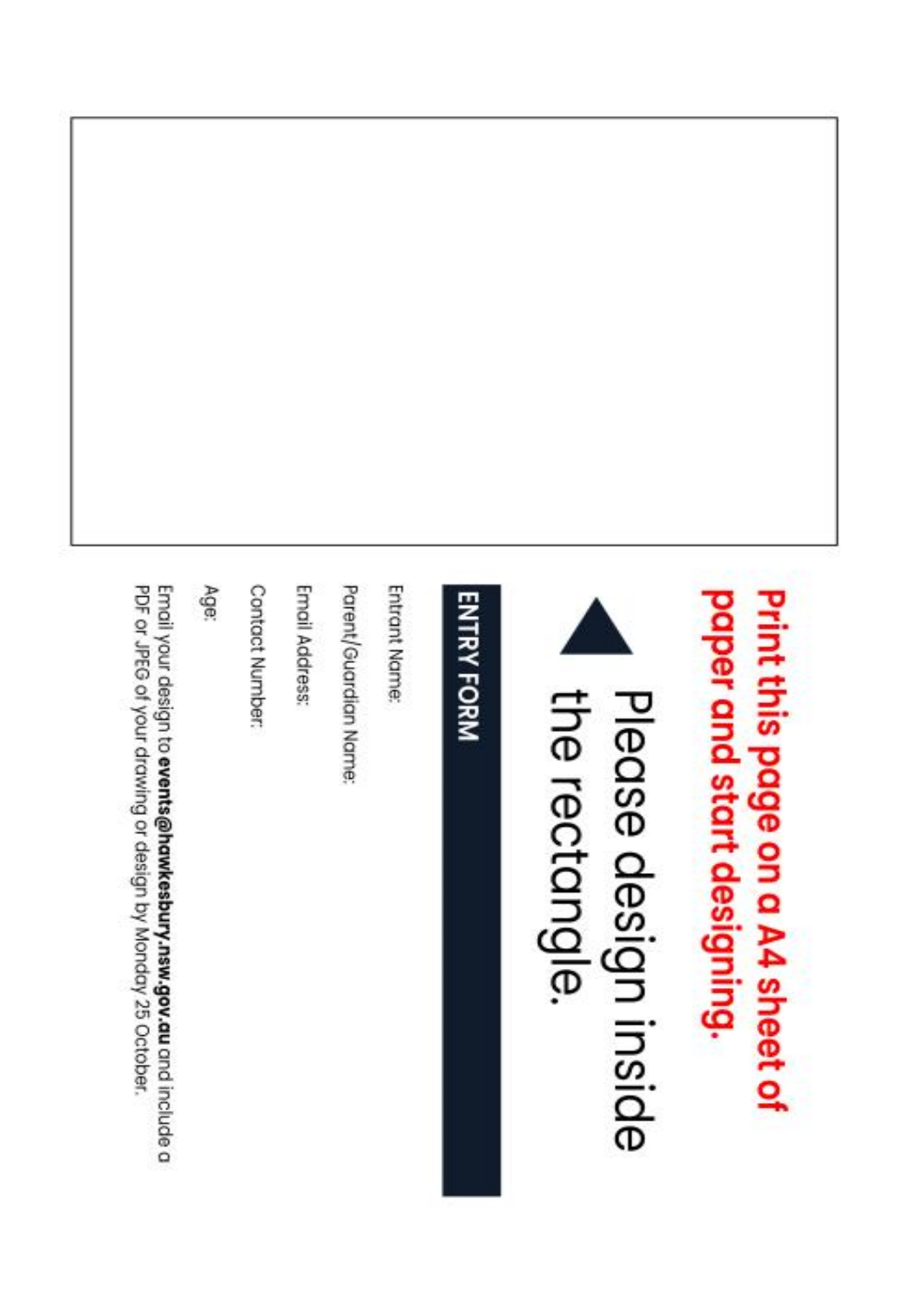**Print this page on a A4 sheet of paper and start designing.**

Please design inside the rectangle.

## ENTRY FORM

Entrant Name:

Parent/Guardian Name:

Email Address:

Contact Number:

Age:

Email your design to **events@hawkesbury.nsw.gov.au** and include a PDF or JPEG of your drawing or design by Monday 25 October.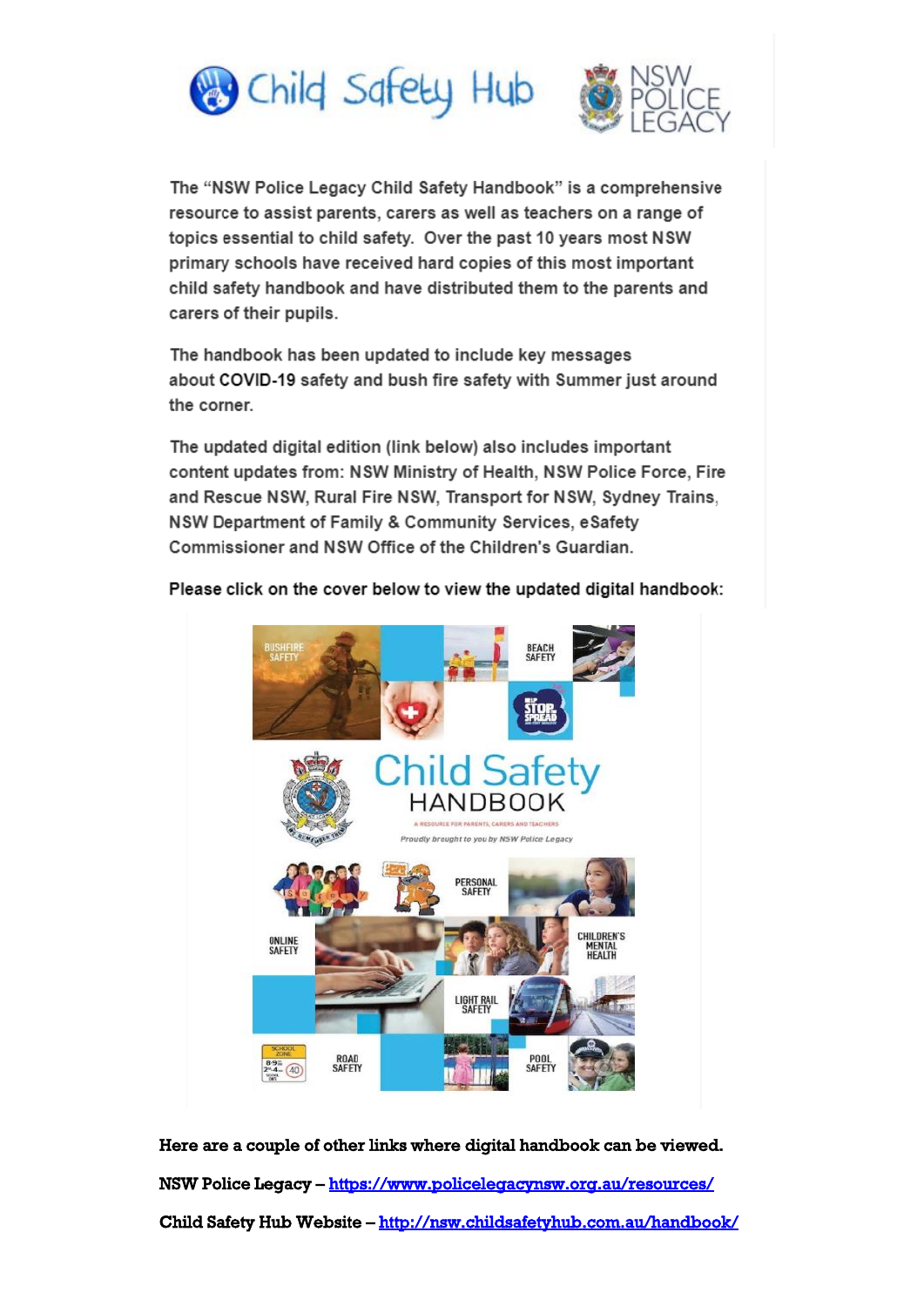Child Safety Hub NSW POLICE LEGACY

The "NSW Police Legacy Child Safety Handbook" is a comprehensive resource to assist parents, carers as well as teachers on a range of topics essential to child safety. Over the past 10 years most NSW primary schools have received hard copies of this most important child safety handbook and have distributed them to the parents and carers of their pupils.

The handbook has been updated to include key messages about **COVID-19** safety and bush fire safety with Summer just around the corner.

The updated digital edition (link below) also includes important content updates from: NSW Ministry of Health, NSW Police Force, Fire and Rescue NSW, Rural Fire NSW, Transport for NSW, Sydney Trains, NSW Department of Family & Community Services, eSafety Commissioner and NSW Office of the Children's Guardian.

**Please click on the cover below to view the updated digital handbook:**

BUSHFIRE SAFETY

BEACH SAFETY

STOP THE SPREAD

Child Safety HANDBOOK

A RESOURCE FOR PARENTS, CARERS AND TEACHERS

*Proudly brought to you by NSW Police Legacy*

PERSONAL SAFETY

ONLINE SAFETY

CHILDREN'S MENTAL HEALTH

LIGHT RAIL SAFETY

ROAD SAFETY

POOL SAFETY

**Here are a couple of other links where digital handbook can be viewed.**

**NSW Police Legacy** – [https://www.policelegacynsw.org.au/resources/](https://www.policelegacynsw.org.au/resources/)

**Child Safety Hub Website** – [http://nsw.childsafetyhub.com.au/handbook/](http://nsw.childsafetyhub.com.au/handbook/)